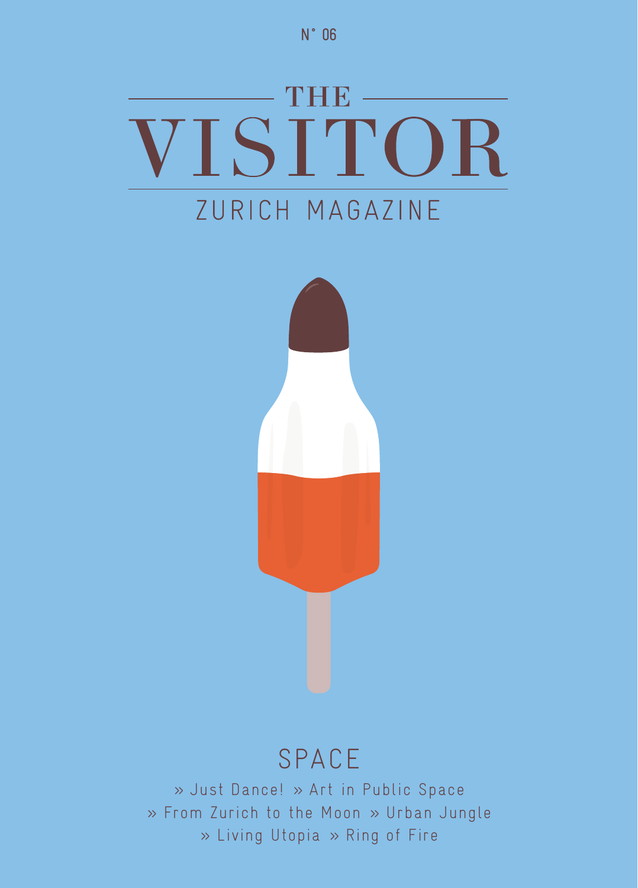N° 06

# THE VISITOR

ZURICH MAGAZINE

## SPACE

» Just Dance! » Art in Public Space
» From Zurich to the Moon » Urban Jungle
» Living Utopia » Ring of Fire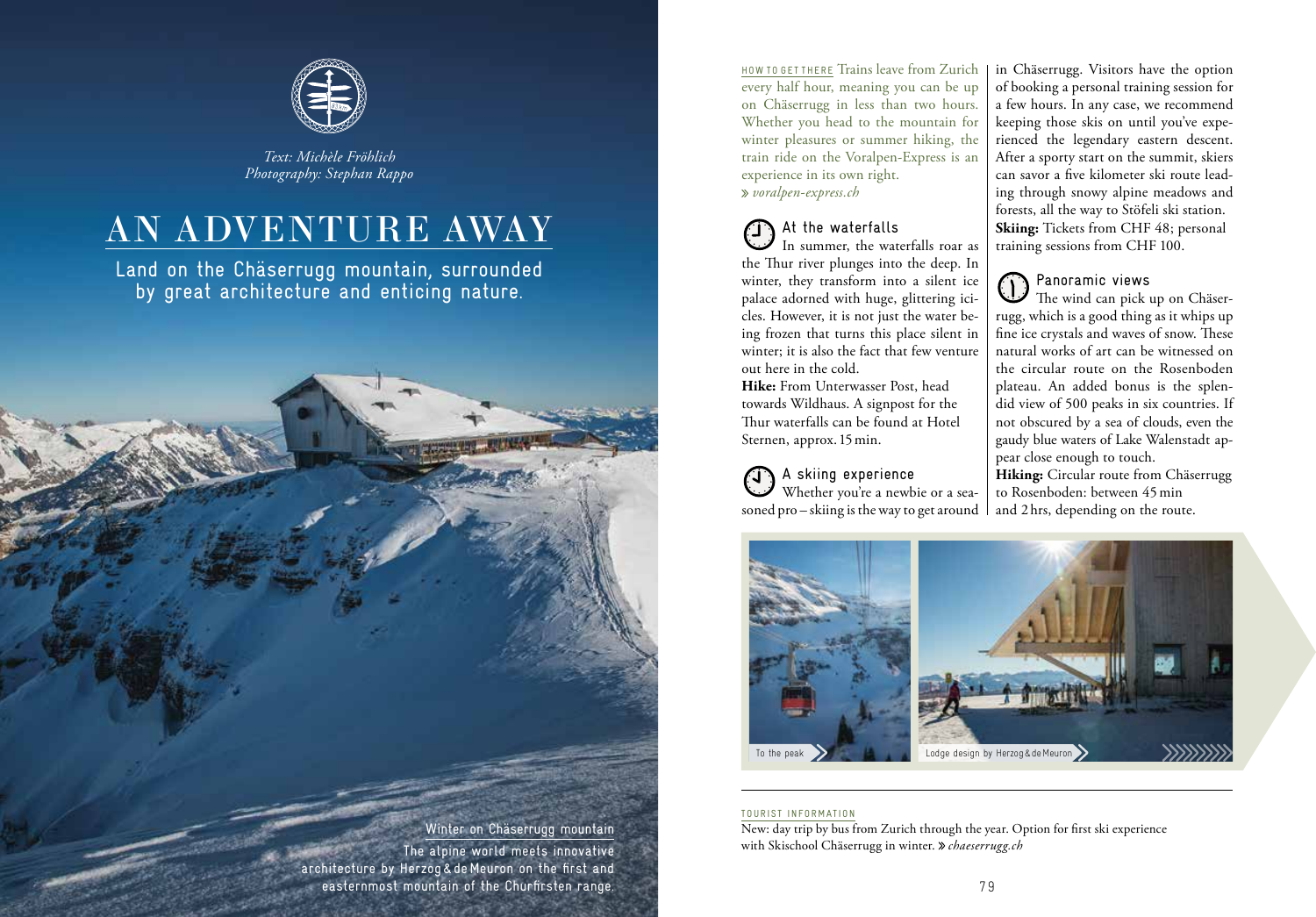Text: Michèle Fröhlich
Photography: Stephan Rappo

# AN ADVENTURE AWAY

Land on the Chäserrugg mountain, surrounded by great architecture and enticing nature.

Winter on Chäserrugg mountain
The alpine world meets innovative architecture by Herzog & de Meuron on the first and easternmost mountain of the Churfirsten range.

HOW TO GET THERE Trains leave from Zurich every half hour, meaning you can be up on Chäserrugg in less than two hours. Whether you head to the mountain for winter pleasures or summer hiking, the train ride on the Voralpen-Express is an experience in its own right.
» *voralpen-express.ch*

## At the waterfalls

In summer, the waterfalls roar as the Thur river plunges into the deep. In winter, they transform into a silent ice palace adorned with huge, glittering icicles. However, it is not just the water being frozen that turns this place silent in winter; it is also the fact that few venture out here in the cold.

**Hike:** From Unterwasser Post, head towards Wildhaus. A signpost for the Thur waterfalls can be found at Hotel Sternen, approx. 15 min.

## A skiing experience

Whether you're a newbie or a seasoned pro – skiing is the way to get around in Chäserrugg. Visitors have the option of booking a personal training session for a few hours. In any case, we recommend keeping those skis on until you've experienced the legendary eastern descent. After a sporty start on the summit, skiers can savor a five kilometer ski route leading through snowy alpine meadows and forests, all the way to Stöfeli ski station.

**Skiing:** Tickets from CHF 48; personal training sessions from CHF 100.

## Panoramic views

The wind can pick up on Chäserrugg, which is a good thing as it whips up fine ice crystals and waves of snow. These natural works of art can be witnessed on the circular route on the Rosenboden plateau. An added bonus is the splendid view of 500 peaks in six countries. If not obscured by a sea of clouds, even the gaudy blue waters of Lake Walenstadt appear close enough to touch.

**Hiking:** Circular route from Chäserrugg to Rosenboden: between 45 min and 2 hrs, depending on the route.

To the peak

Lodge design by Herzog & de Meuron

TOURIST INFORMATION
New: day trip by bus from Zurich through the year. Option for first ski experience with Skischool Chäserrugg in winter. » *chaeserrugg.ch*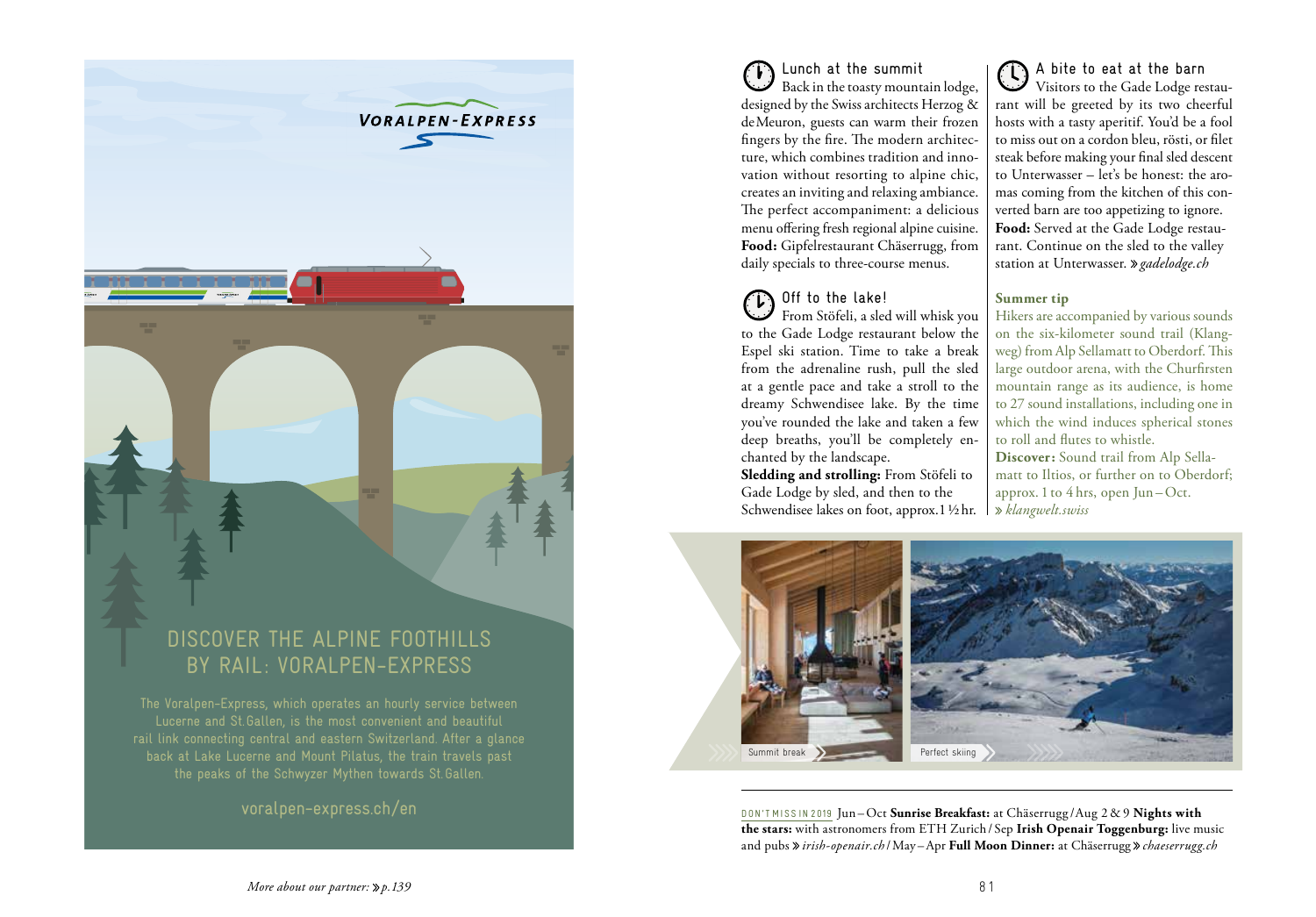VORALPEN-EXPRESS

## DISCOVER THE ALPINE FOOTHILLS BY RAIL: VORALPEN-EXPRESS

The Voralpen-Express, which operates an hourly service between Lucerne and St. Gallen, is the most convenient and beautiful rail link connecting central and eastern Switzerland. After a glance back at Lake Lucerne and Mount Pilatus, the train travels past the peaks of the Schwyzer Mythen towards St. Gallen.

voralpen-express.ch/en

*More about our partner:* » *p. 139*

### Lunch at the summit

Back in the toasty mountain lodge, designed by the Swiss architects Herzog & de Meuron, guests can warm their frozen fingers by the fire. The modern architecture, which combines tradition and innovation without resorting to alpine chic, creates an inviting and relaxing ambiance. The perfect accompaniment: a delicious menu offering fresh regional alpine cuisine. **Food:** Gipfelrestaurant Chäserrugg, from daily specials to three-course menus.

### Off to the lake!

From Stöfeli, a sled will whisk you to the Gade Lodge restaurant below the Espel ski station. Time to take a break from the adrenaline rush, pull the sled at a gentle pace and take a stroll to the dreamy Schwendisee lake. By the time you've rounded the lake and taken a few deep breaths, you'll be completely enchanted by the landscape.
**Sledding and strolling:** From Stöfeli to Gade Lodge by sled, and then to the Schwendisee lakes on foot, approx. 1 ½ hr.

### A bite to eat at the barn

Visitors to the Gade Lodge restaurant will be greeted by its two cheerful hosts with a tasty aperitif. You'd be a fool to miss out on a cordon bleu, rösti, or filet steak before making your final sled descent to Unterwasser – let's be honest: the aromas coming from the kitchen of this converted barn are too appetizing to ignore. **Food:** Served at the Gade Lodge restaurant. Continue on the sled to the valley station at Unterwasser. » *gadelodge.ch*

**Summer tip**
Hikers are accompanied by various sounds on the six-kilometer sound trail (Klangweg) from Alp Sellamatt to Oberdorf. This large outdoor arena, with the Churfirsten mountain range as its audience, is home to 27 sound installations, including one in which the wind induces spherical stones to roll and flutes to whistle.
**Discover:** Sound trail from Alp Sellamatt to Iltios, or further on to Oberdorf; approx. 1 to 4 hrs, open Jun – Oct.
» *klangwelt.swiss*

Summit break

Perfect skiing

DON'T MISS IN 2019 Jun – Oct **Sunrise Breakfast:** at Chäserrugg / Aug 2 & 9 **Nights with the stars:** with astronomers from ETH Zurich / Sep **Irish Openair Toggenburg:** live music and pubs » *irish-openair.ch* / May – Apr **Full Moon Dinner:** at Chäserrugg » *chaeserrugg.ch*